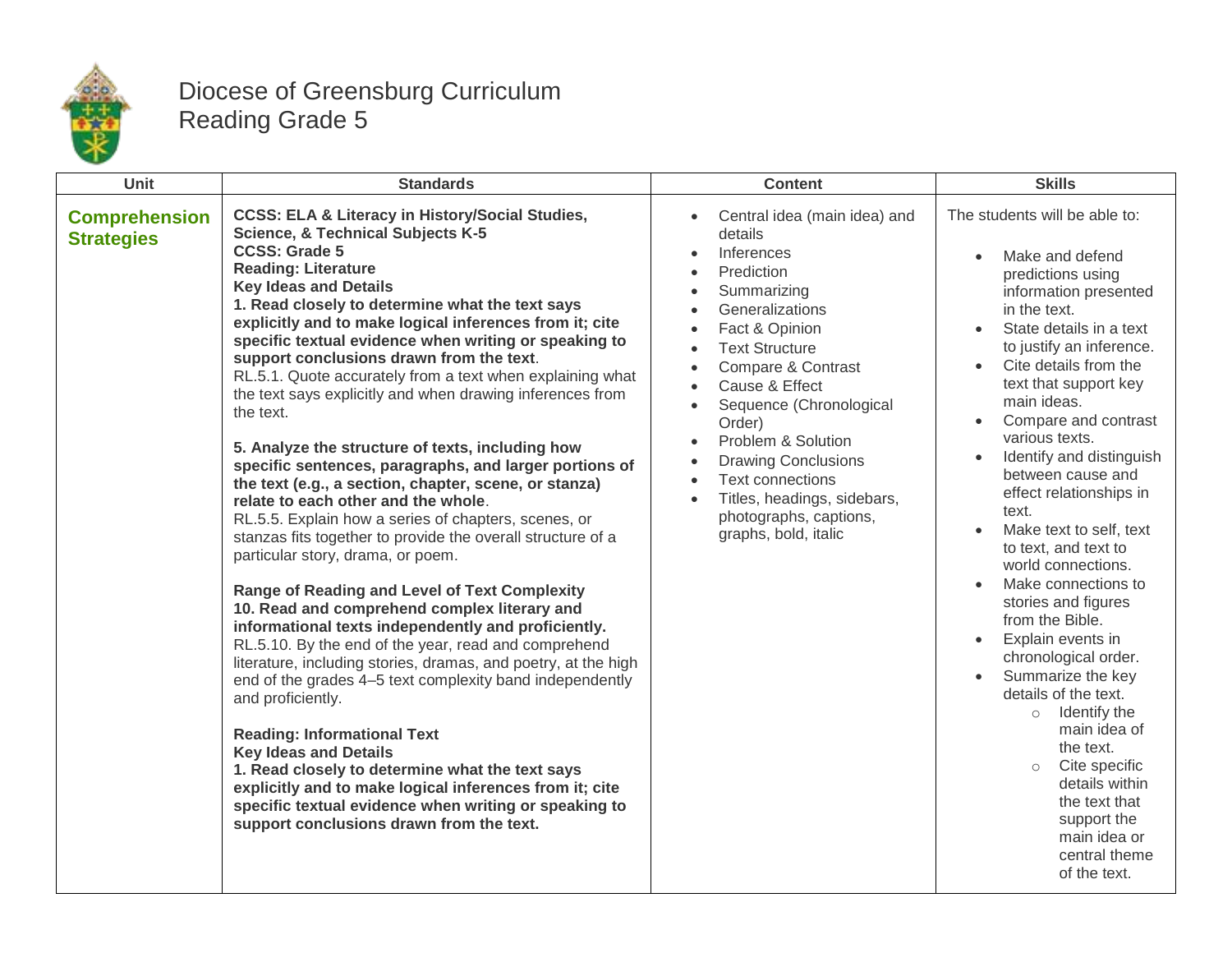# Diocese of Greensburg Curriculum
## Reading Grade 5

| Unit | Standards | Content | Skills |
|---|---|---|---|
| **Comprehension Strategies** | **CCSS: ELA & Literacy in History/Social Studies, Science, & Technical Subjects K-5**<br>**CCSS: Grade 5**<br>**Reading: Literature**<br>**Key Ideas and Details**<br>**1. Read closely to determine what the text says explicitly and to make logical inferences from it; cite specific textual evidence when writing or speaking to support conclusions drawn from the text**.<br>RL.5.1. Quote accurately from a text when explaining what the text says explicitly and when drawing inferences from the text.<br><br>**5. Analyze the structure of texts, including how specific sentences, paragraphs, and larger portions of the text (e.g., a section, chapter, scene, or stanza) relate to each other and the whole**.<br>RL.5.5. Explain how a series of chapters, scenes, or stanzas fits together to provide the overall structure of a particular story, drama, or poem.<br><br>**Range of Reading and Level of Text Complexity**<br>**10. Read and comprehend complex literary and informational texts independently and proficiently.**<br>RL.5.10. By the end of the year, read and comprehend literature, including stories, dramas, and poetry, at the high end of the grades 4–5 text complexity band independently and proficiently.<br><br>**Reading: Informational Text**<br>**Key Ideas and Details**<br>**1. Read closely to determine what the text says explicitly and to make logical inferences from it; cite specific textual evidence when writing or speaking to support conclusions drawn from the text.** | • Central idea (main idea) and details<br>• Inferences<br>• Prediction<br>• Summarizing<br>• Generalizations<br>• Fact & Opinion<br>• Text Structure<br>• Compare & Contrast<br>• Cause & Effect<br>• Sequence (Chronological Order)<br>• Problem & Solution<br>• Drawing Conclusions<br>• Text connections<br>• Titles, headings, sidebars, photographs, captions, graphs, bold, italic | The students will be able to:<br><br>• Make and defend predictions using information presented in the text.<br>• State details in a text to justify an inference.<br>• Cite details from the text that support key main ideas.<br>• Compare and contrast various texts.<br>• Identify and distinguish between cause and effect relationships in text.<br>• Make text to self, text to text, and text to world connections.<br>• Make connections to stories and figures from the Bible.<br>• Explain events in chronological order.<br>• Summarize the key details of the text.<br>  ○ Identify the main idea of the text.<br>  ○ Cite specific details within the text that support the main idea or central theme of the text. |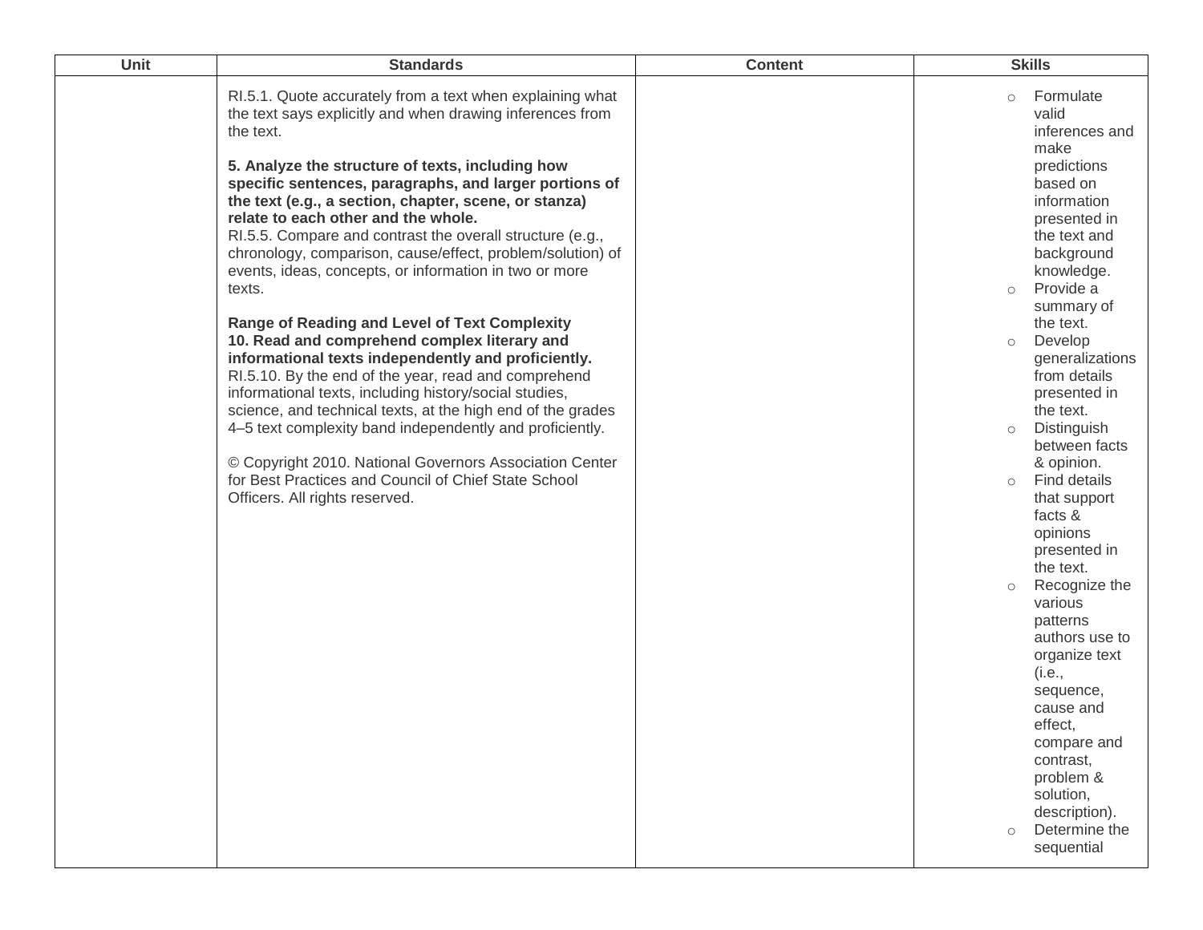| Unit | Standards | Content | Skills |
|---|---|---|---|
| | RI.5.1. Quote accurately from a text when explaining what the text says explicitly and when drawing inferences from the text.<br><br>**5. Analyze the structure of texts, including how specific sentences, paragraphs, and larger portions of the text (e.g., a section, chapter, scene, or stanza) relate to each other and the whole.**<br>RI.5.5. Compare and contrast the overall structure (e.g., chronology, comparison, cause/effect, problem/solution) of events, ideas, concepts, or information in two or more texts.<br><br>**Range of Reading and Level of Text Complexity**<br>**10. Read and comprehend complex literary and informational texts independently and proficiently.**<br>RI.5.10. By the end of the year, read and comprehend informational texts, including history/social studies, science, and technical texts, at the high end of the grades 4–5 text complexity band independently and proficiently.<br><br>© Copyright 2010. National Governors Association Center for Best Practices and Council of Chief State School Officers. All rights reserved. | | ○ Formulate valid inferences and make predictions based on information presented in the text and background knowledge.<br>○ Provide a summary of the text.<br>○ Develop generalizations from details presented in the text.<br>○ Distinguish between facts & opinion.<br>○ Find details that support facts & opinions presented in the text.<br>○ Recognize the various patterns authors use to organize text (i.e., sequence, cause and effect, compare and contrast, problem & solution, description).<br>○ Determine the sequential |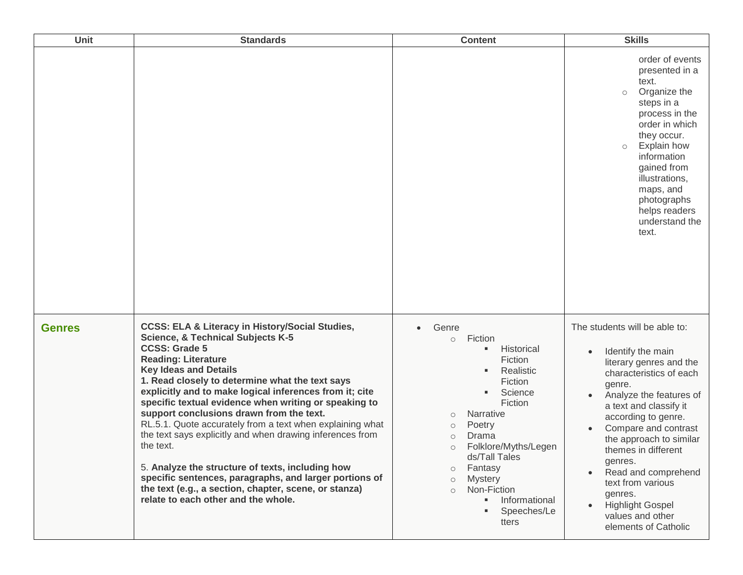| Unit | Standards | Content | Skills |
|---|---|---|---|
| | | | order of events presented in a text.<br>◦ Organize the steps in a process in the order in which they occur.<br>◦ Explain how information gained from illustrations, maps, and photographs helps readers understand the text. |
| **Genres** | **CCSS: ELA & Literacy in History/Social Studies, Science, & Technical Subjects K-5**<br>**CCSS: Grade 5**<br>**Reading: Literature**<br>**Key Ideas and Details**<br>**1. Read closely to determine what the text says explicitly and to make logical inferences from it; cite specific textual evidence when writing or speaking to support conclusions drawn from the text.**<br>RL.5.1. Quote accurately from a text when explaining what the text says explicitly and when drawing inferences from the text.<br><br>5. **Analyze the structure of texts, including how specific sentences, paragraphs, and larger portions of the text (e.g., a section, chapter, scene, or stanza) relate to each other and the whole.** | • Genre<br>◦ Fiction<br>▪ Historical Fiction<br>▪ Realistic Fiction<br>▪ Science Fiction<br>◦ Narrative<br>◦ Poetry<br>◦ Drama<br>◦ Folklore/Myths/Legends/Tall Tales<br>◦ Fantasy<br>◦ Mystery<br>◦ Non-Fiction<br>▪ Informational<br>▪ Speeches/Letters | The students will be able to:<br><br>• Identify the main literary genres and the characteristics of each genre.<br>• Analyze the features of a text and classify it according to genre.<br>• Compare and contrast the approach to similar themes in different genres.<br>• Read and comprehend text from various genres.<br>• Highlight Gospel values and other elements of Catholic |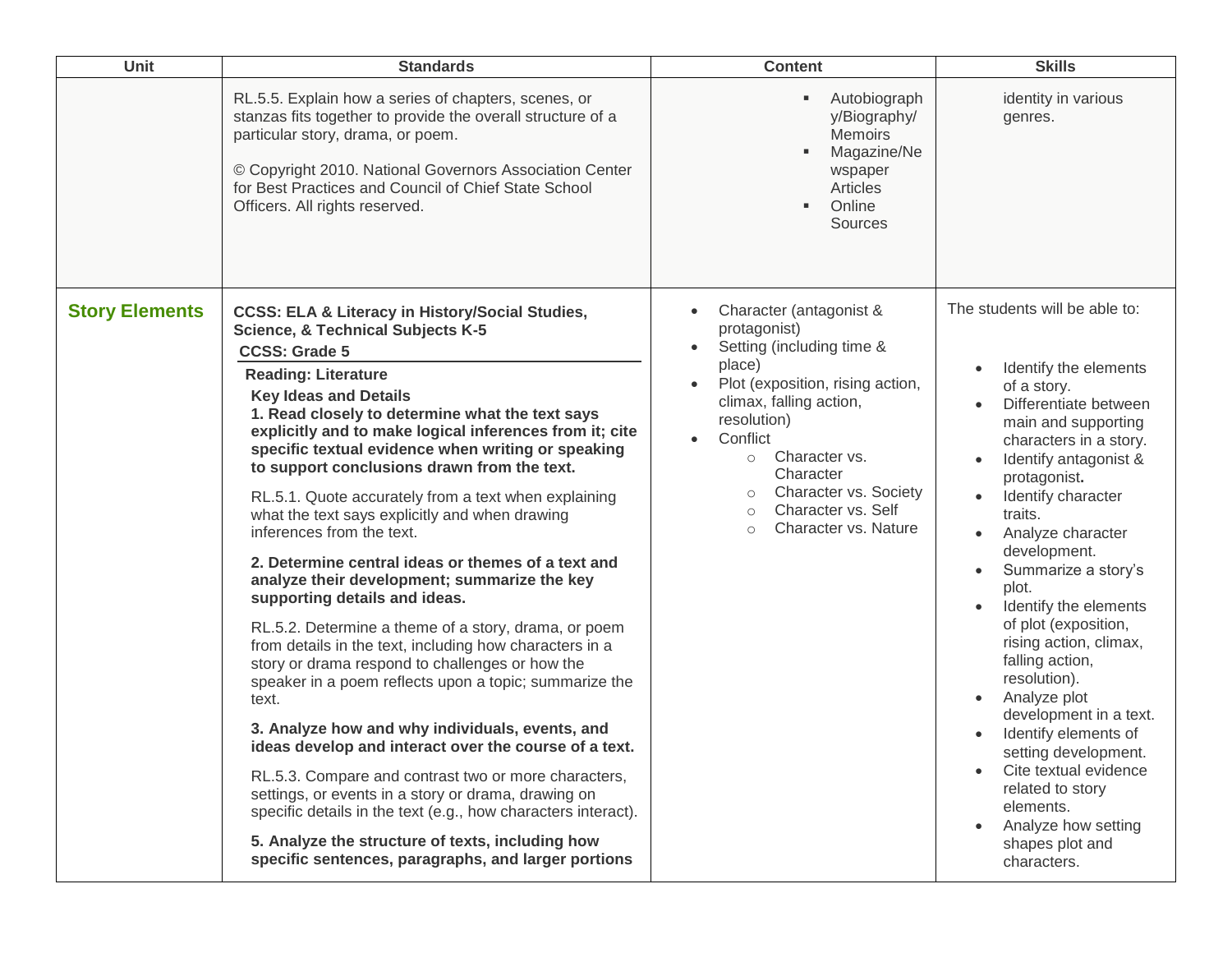| Unit | Standards | Content | Skills |
| --- | --- | --- | --- |
| | RL.5.5. Explain how a series of chapters, scenes, or stanzas fits together to provide the overall structure of a particular story, drama, or poem.<br><br>© Copyright 2010. National Governors Association Center for Best Practices and Council of Chief State School Officers. All rights reserved. | ▪ Autobiography/Biography/ Memoirs<br>▪ Magazine/Newspaper Articles<br>▪ Online Sources | identity in various genres. |
| **Story Elements** | **CCSS: ELA & Literacy in History/Social Studies, Science, & Technical Subjects K-5**<br>**CCSS: Grade 5**<br>**Reading: Literature**<br>**Key Ideas and Details**<br>**1. Read closely to determine what the text says explicitly and to make logical inferences from it; cite specific textual evidence when writing or speaking to support conclusions drawn from the text.**<br><br>RL.5.1. Quote accurately from a text when explaining what the text says explicitly and when drawing inferences from the text.<br><br>**2. Determine central ideas or themes of a text and analyze their development; summarize the key supporting details and ideas.**<br><br>RL.5.2. Determine a theme of a story, drama, or poem from details in the text, including how characters in a story or drama respond to challenges or how the speaker in a poem reflects upon a topic; summarize the text.<br><br>**3. Analyze how and why individuals, events, and ideas develop and interact over the course of a text.**<br><br>RL.5.3. Compare and contrast two or more characters, settings, or events in a story or drama, drawing on specific details in the text (e.g., how characters interact).<br><br>**5. Analyze the structure of texts, including how specific sentences, paragraphs, and larger portions** | • Character (antagonist & protagonist)<br>• Setting (including time & place)<br>• Plot (exposition, rising action, climax, falling action, resolution)<br>• Conflict<br>  ○ Character vs. Character<br>  ○ Character vs. Society<br>  ○ Character vs. Self<br>  ○ Character vs. Nature | The students will be able to:<br><br>• Identify the elements of a story.<br>• Differentiate between main and supporting characters in a story.<br>• Identify antagonist & protagonist.<br>• Identify character traits.<br>• Analyze character development.<br>• Summarize a story's plot.<br>• Identify the elements of plot (exposition, rising action, climax, falling action, resolution).<br>• Analyze plot development in a text.<br>• Identify elements of setting development.<br>• Cite textual evidence related to story elements.<br>• Analyze how setting shapes plot and characters. |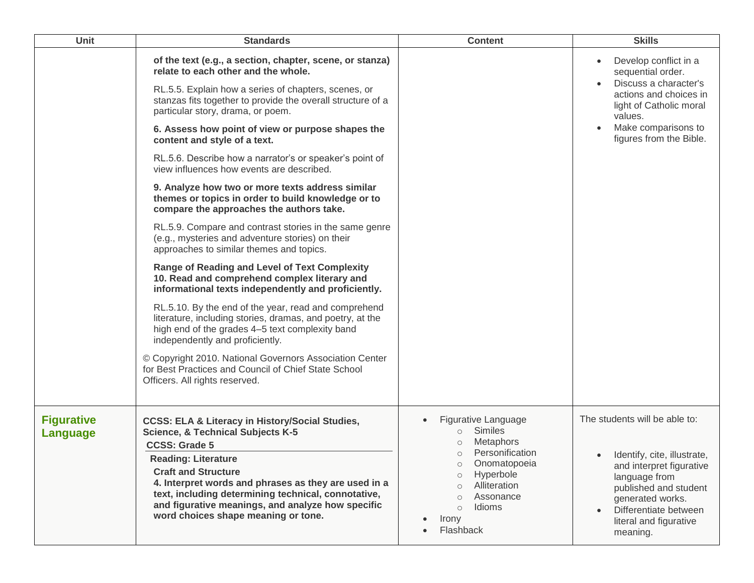| Unit | Standards | Content | Skills |
| --- | --- | --- | --- |
| | **of the text (e.g., a section, chapter, scene, or stanza) relate to each other and the whole.**<br><br>RL.5.5. Explain how a series of chapters, scenes, or stanzas fits together to provide the overall structure of a particular story, drama, or poem.<br><br>**6. Assess how point of view or purpose shapes the content and style of a text.**<br><br>RL.5.6. Describe how a narrator's or speaker's point of view influences how events are described.<br><br>**9. Analyze how two or more texts address similar themes or topics in order to build knowledge or to compare the approaches the authors take.**<br><br>RL.5.9. Compare and contrast stories in the same genre (e.g., mysteries and adventure stories) on their approaches to similar themes and topics.<br><br>**Range of Reading and Level of Text Complexity**<br>**10. Read and comprehend complex literary and informational texts independently and proficiently.**<br><br>RL.5.10. By the end of the year, read and comprehend literature, including stories, dramas, and poetry, at the high end of the grades 4–5 text complexity band independently and proficiently.<br><br>© Copyright 2010. National Governors Association Center for Best Practices and Council of Chief State School Officers. All rights reserved. | | • Develop conflict in a sequential order.<br>• Discuss a character's actions and choices in light of Catholic moral values.<br>• Make comparisons to figures from the Bible. |
| **Figurative Language** | **CCSS: ELA & Literacy in History/Social Studies, Science, & Technical Subjects K-5**<br>**CCSS: Grade 5**<br>**Reading: Literature**<br>**Craft and Structure**<br>**4. Interpret words and phrases as they are used in a text, including determining technical, connotative, and figurative meanings, and analyze how specific word choices shape meaning or tone.** | • Figurative Language<br>&nbsp;&nbsp;○ Similes<br>&nbsp;&nbsp;○ Metaphors<br>&nbsp;&nbsp;○ Personification<br>&nbsp;&nbsp;○ Onomatopoeia<br>&nbsp;&nbsp;○ Hyperbole<br>&nbsp;&nbsp;○ Alliteration<br>&nbsp;&nbsp;○ Assonance<br>&nbsp;&nbsp;○ Idioms<br>• Irony<br>• Flashback | The students will be able to:<br><br>• Identify, cite, illustrate, and interpret figurative language from published and student generated works.<br>• Differentiate between literal and figurative meaning. |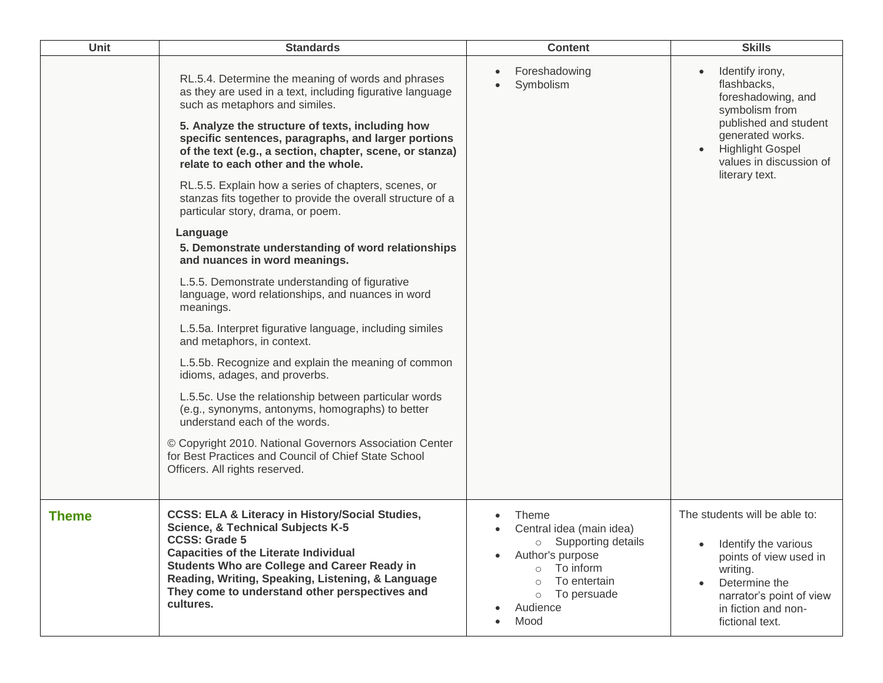| Unit | Standards | Content | Skills |
|---|---|---|---|
| | RL.5.4. Determine the meaning of words and phrases as they are used in a text, including figurative language such as metaphors and similes.<br><br>**5. Analyze the structure of texts, including how specific sentences, paragraphs, and larger portions of the text (e.g., a section, chapter, scene, or stanza) relate to each other and the whole.**<br><br>RL.5.5. Explain how a series of chapters, scenes, or stanzas fits together to provide the overall structure of a particular story, drama, or poem.<br><br>**Language**<br>**5. Demonstrate understanding of word relationships and nuances in word meanings.**<br><br>L.5.5. Demonstrate understanding of figurative language, word relationships, and nuances in word meanings.<br><br>L.5.5a. Interpret figurative language, including similes and metaphors, in context.<br><br>L.5.5b. Recognize and explain the meaning of common idioms, adages, and proverbs.<br><br>L.5.5c. Use the relationship between particular words (e.g., synonyms, antonyms, homographs) to better understand each of the words.<br><br>© Copyright 2010. National Governors Association Center for Best Practices and Council of Chief State School Officers. All rights reserved. | • Foreshadowing<br>• Symbolism | • Identify irony, flashbacks, foreshadowing, and symbolism from published and student generated works.<br>• Highlight Gospel values in discussion of literary text. |
| **Theme** | **CCSS: ELA & Literacy in History/Social Studies, Science, & Technical Subjects K-5**<br>**CCSS: Grade 5**<br>**Capacities of the Literate Individual**<br>**Students Who are College and Career Ready in Reading, Writing, Speaking, Listening, & Language**<br>**They come to understand other perspectives and cultures.** | • Theme<br>• Central idea (main idea)<br>&nbsp;&nbsp;&nbsp;&nbsp;○ Supporting details<br>• Author's purpose<br>&nbsp;&nbsp;&nbsp;&nbsp;○ To inform<br>&nbsp;&nbsp;&nbsp;&nbsp;○ To entertain<br>&nbsp;&nbsp;&nbsp;&nbsp;○ To persuade<br>• Audience<br>• Mood | The students will be able to:<br><br>• Identify the various points of view used in writing.<br>• Determine the narrator's point of view in fiction and non-fictional text. |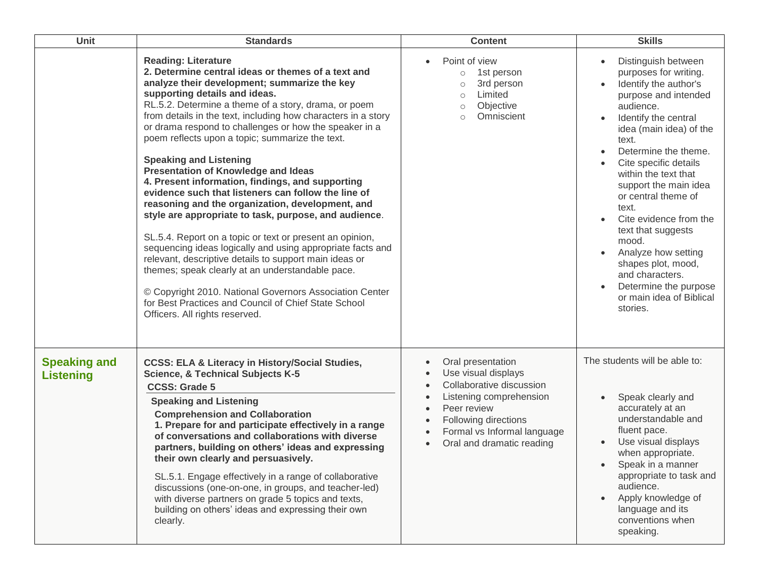| Unit | Standards | Content | Skills |
|---|---|---|---|
| | **Reading: Literature**<br>**2. Determine central ideas or themes of a text and analyze their development; summarize the key supporting details and ideas.**<br>RL.5.2. Determine a theme of a story, drama, or poem from details in the text, including how characters in a story or drama respond to challenges or how the speaker in a poem reflects upon a topic; summarize the text.<br><br>**Speaking and Listening**<br>**Presentation of Knowledge and Ideas**<br>**4. Present information, findings, and supporting evidence such that listeners can follow the line of reasoning and the organization, development, and style are appropriate to task, purpose, and audience**.<br><br>SL.5.4. Report on a topic or text or present an opinion, sequencing ideas logically and using appropriate facts and relevant, descriptive details to support main ideas or themes; speak clearly at an understandable pace.<br><br>© Copyright 2010. National Governors Association Center for Best Practices and Council of Chief State School Officers. All rights reserved. | • Point of view<br>&nbsp;&nbsp;○ 1st person<br>&nbsp;&nbsp;○ 3rd person<br>&nbsp;&nbsp;○ Limited<br>&nbsp;&nbsp;○ Objective<br>&nbsp;&nbsp;○ Omniscient | • Distinguish between purposes for writing.<br>• Identify the author's purpose and intended audience.<br>• Identify the central idea (main idea) of the text.<br>• Determine the theme.<br>• Cite specific details within the text that support the main idea or central theme of text.<br>• Cite evidence from the text that suggests mood.<br>• Analyze how setting shapes plot, mood, and characters.<br>• Determine the purpose or main idea of Biblical stories. |
| **Speaking and Listening** | **CCSS: ELA & Literacy in History/Social Studies, Science, & Technical Subjects K-5**<br>**CCSS: Grade 5**<br>**Speaking and Listening**<br>**Comprehension and Collaboration**<br>**1. Prepare for and participate effectively in a range of conversations and collaborations with diverse partners, building on others' ideas and expressing their own clearly and persuasively.**<br><br>SL.5.1. Engage effectively in a range of collaborative discussions (one-on-one, in groups, and teacher-led) with diverse partners on grade 5 topics and texts, building on others' ideas and expressing their own clearly. | • Oral presentation<br>• Use visual displays<br>• Collaborative discussion<br>• Listening comprehension<br>• Peer review<br>• Following directions<br>• Formal vs Informal language<br>• Oral and dramatic reading | The students will be able to:<br><br>• Speak clearly and accurately at an understandable and fluent pace.<br>• Use visual displays when appropriate.<br>• Speak in a manner appropriate to task and audience.<br>• Apply knowledge of language and its conventions when speaking. |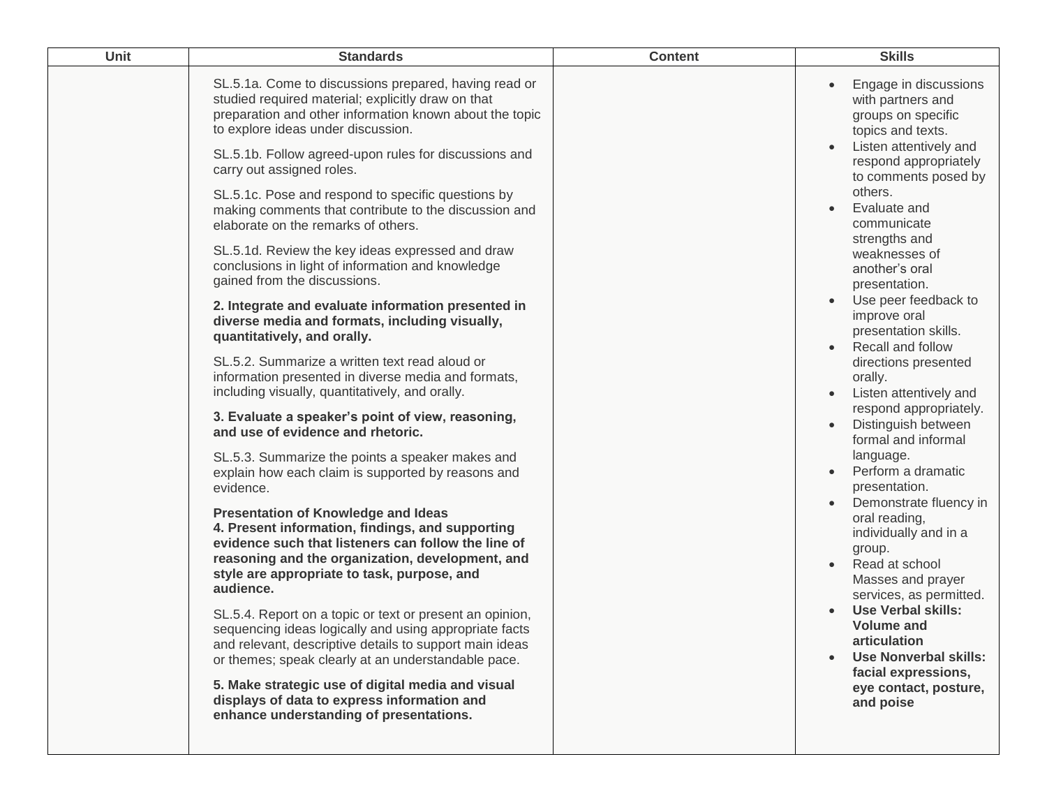| Unit | Standards | Content | Skills |
|---|---|---|---|
| | SL.5.1a. Come to discussions prepared, having read or studied required material; explicitly draw on that preparation and other information known about the topic to explore ideas under discussion.<br><br>SL.5.1b. Follow agreed-upon rules for discussions and carry out assigned roles.<br><br>SL.5.1c. Pose and respond to specific questions by making comments that contribute to the discussion and elaborate on the remarks of others.<br><br>SL.5.1d. Review the key ideas expressed and draw conclusions in light of information and knowledge gained from the discussions.<br><br>**2. Integrate and evaluate information presented in diverse media and formats, including visually, quantitatively, and orally.**<br><br>SL.5.2. Summarize a written text read aloud or information presented in diverse media and formats, including visually, quantitatively, and orally.<br><br>**3. Evaluate a speaker's point of view, reasoning, and use of evidence and rhetoric.**<br><br>SL.5.3. Summarize the points a speaker makes and explain how each claim is supported by reasons and evidence.<br><br>**Presentation of Knowledge and Ideas**<br>**4. Present information, findings, and supporting evidence such that listeners can follow the line of reasoning and the organization, development, and style are appropriate to task, purpose, and audience.**<br><br>SL.5.4. Report on a topic or text or present an opinion, sequencing ideas logically and using appropriate facts and relevant, descriptive details to support main ideas or themes; speak clearly at an understandable pace.<br><br>**5. Make strategic use of digital media and visual displays of data to express information and enhance understanding of presentations.** | | • Engage in discussions with partners and groups on specific topics and texts.<br>• Listen attentively and respond appropriately to comments posed by others.<br>• Evaluate and communicate strengths and weaknesses of another's oral presentation.<br>• Use peer feedback to improve oral presentation skills.<br>• Recall and follow directions presented orally.<br>• Listen attentively and respond appropriately.<br>• Distinguish between formal and informal language.<br>• Perform a dramatic presentation.<br>• Demonstrate fluency in oral reading, individually and in a group.<br>• Read at school Masses and prayer services, as permitted.<br>• **Use Verbal skills: Volume and articulation**<br>• **Use Nonverbal skills: facial expressions, eye contact, posture, and poise** |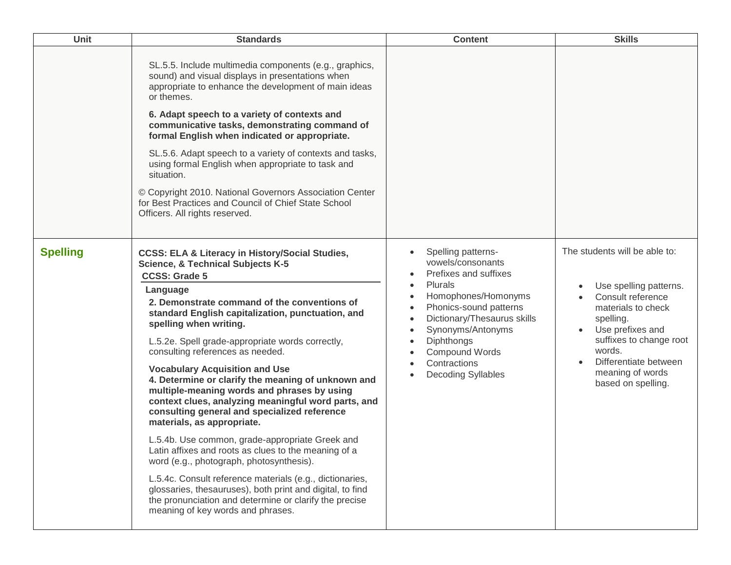| Unit | Standards | Content | Skills |
| --- | --- | --- | --- |
| | SL.5.5. Include multimedia components (e.g., graphics, sound) and visual displays in presentations when appropriate to enhance the development of main ideas or themes.<br><br>**6. Adapt speech to a variety of contexts and communicative tasks, demonstrating command of formal English when indicated or appropriate.**<br><br>SL.5.6. Adapt speech to a variety of contexts and tasks, using formal English when appropriate to task and situation.<br><br>© Copyright 2010. National Governors Association Center for Best Practices and Council of Chief State School Officers. All rights reserved. | | |
| **Spelling** | **CCSS: ELA & Literacy in History/Social Studies, Science, & Technical Subjects K-5**<br>**CCSS: Grade 5**<br>**Language**<br>**2. Demonstrate command of the conventions of standard English capitalization, punctuation, and spelling when writing.**<br><br>L.5.2e. Spell grade-appropriate words correctly, consulting references as needed.<br><br>**Vocabulary Acquisition and Use**<br>**4. Determine or clarify the meaning of unknown and multiple-meaning words and phrases by using context clues, analyzing meaningful word parts, and consulting general and specialized reference materials, as appropriate.**<br><br>L.5.4b. Use common, grade-appropriate Greek and Latin affixes and roots as clues to the meaning of a word (e.g., photograph, photosynthesis).<br><br>L.5.4c. Consult reference materials (e.g., dictionaries, glossaries, thesauruses), both print and digital, to find the pronunciation and determine or clarify the precise meaning of key words and phrases. | • Spelling patterns-vowels/consonants<br>• Prefixes and suffixes<br>• Plurals<br>• Homophones/Homonyms<br>• Phonics-sound patterns<br>• Dictionary/Thesaurus skills<br>• Synonyms/Antonyms<br>• Diphthongs<br>• Compound Words<br>• Contractions<br>• Decoding Syllables | The students will be able to:<br><br>• Use spelling patterns.<br>• Consult reference materials to check spelling.<br>• Use prefixes and suffixes to change root words.<br>• Differentiate between meaning of words based on spelling. |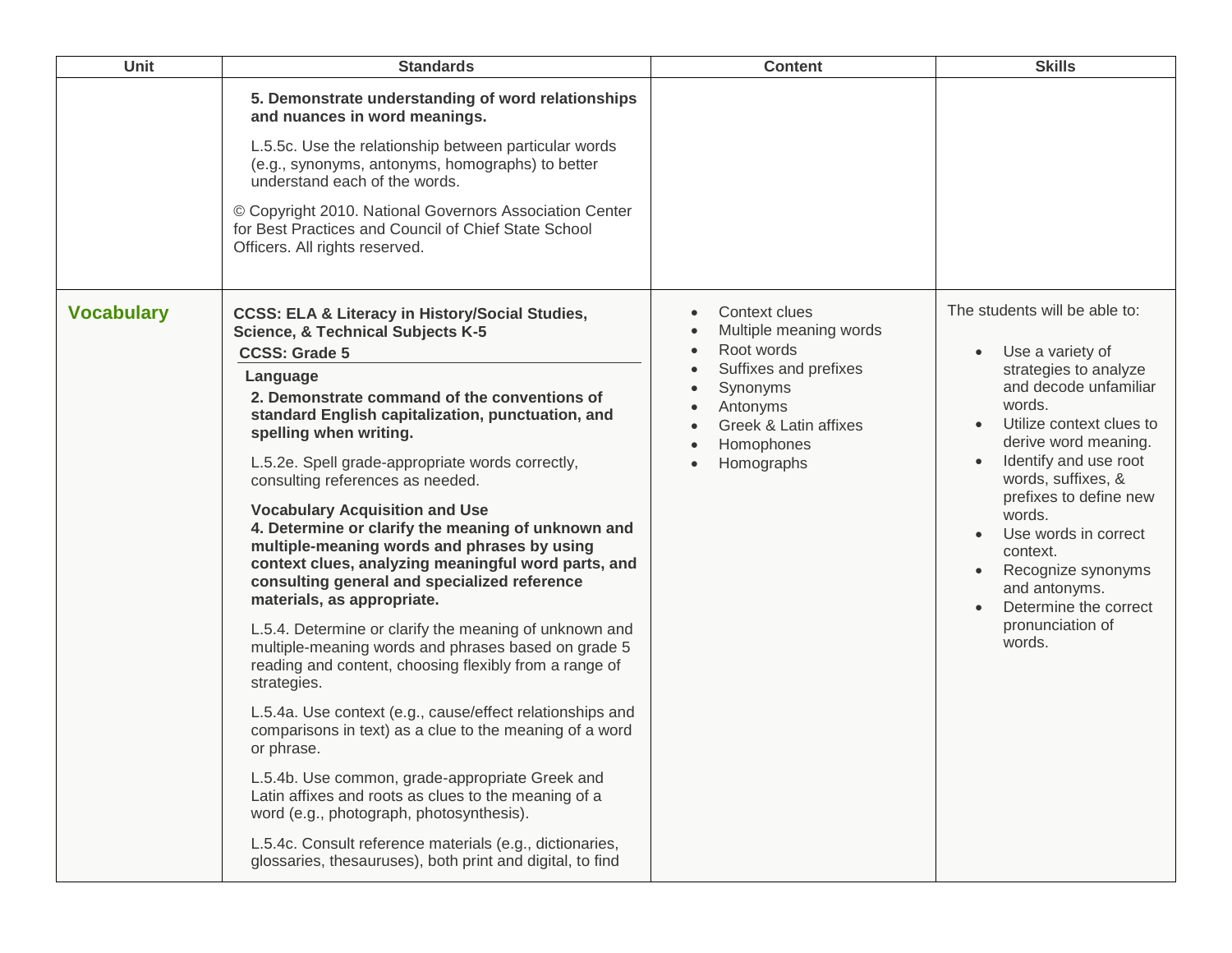| Unit | Standards | Content | Skills |
|---|---|---|---|
| | **5. Demonstrate understanding of word relationships and nuances in word meanings.**<br><br>L.5.5c. Use the relationship between particular words (e.g., synonyms, antonyms, homographs) to better understand each of the words.<br><br>© Copyright 2010. National Governors Association Center for Best Practices and Council of Chief State School Officers. All rights reserved. | | |
| **Vocabulary** | **CCSS: ELA & Literacy in History/Social Studies, Science, & Technical Subjects K-5**<br>**CCSS: Grade 5**<br>**Language**<br>**2. Demonstrate command of the conventions of standard English capitalization, punctuation, and spelling when writing.**<br><br>L.5.2e. Spell grade-appropriate words correctly, consulting references as needed.<br><br>**Vocabulary Acquisition and Use**<br>**4. Determine or clarify the meaning of unknown and multiple-meaning words and phrases by using context clues, analyzing meaningful word parts, and consulting general and specialized reference materials, as appropriate.**<br><br>L.5.4. Determine or clarify the meaning of unknown and multiple-meaning words and phrases based on grade 5 reading and content, choosing flexibly from a range of strategies.<br><br>L.5.4a. Use context (e.g., cause/effect relationships and comparisons in text) as a clue to the meaning of a word or phrase.<br><br>L.5.4b. Use common, grade-appropriate Greek and Latin affixes and roots as clues to the meaning of a word (e.g., photograph, photosynthesis).<br><br>L.5.4c. Consult reference materials (e.g., dictionaries, glossaries, thesauruses), both print and digital, to find | • Context clues<br>• Multiple meaning words<br>• Root words<br>• Suffixes and prefixes<br>• Synonyms<br>• Antonyms<br>• Greek & Latin affixes<br>• Homophones<br>• Homographs | The students will be able to:<br><br>• Use a variety of strategies to analyze and decode unfamiliar words.<br>• Utilize context clues to derive word meaning.<br>• Identify and use root words, suffixes, & prefixes to define new words.<br>• Use words in correct context.<br>• Recognize synonyms and antonyms.<br>• Determine the correct pronunciation of words. |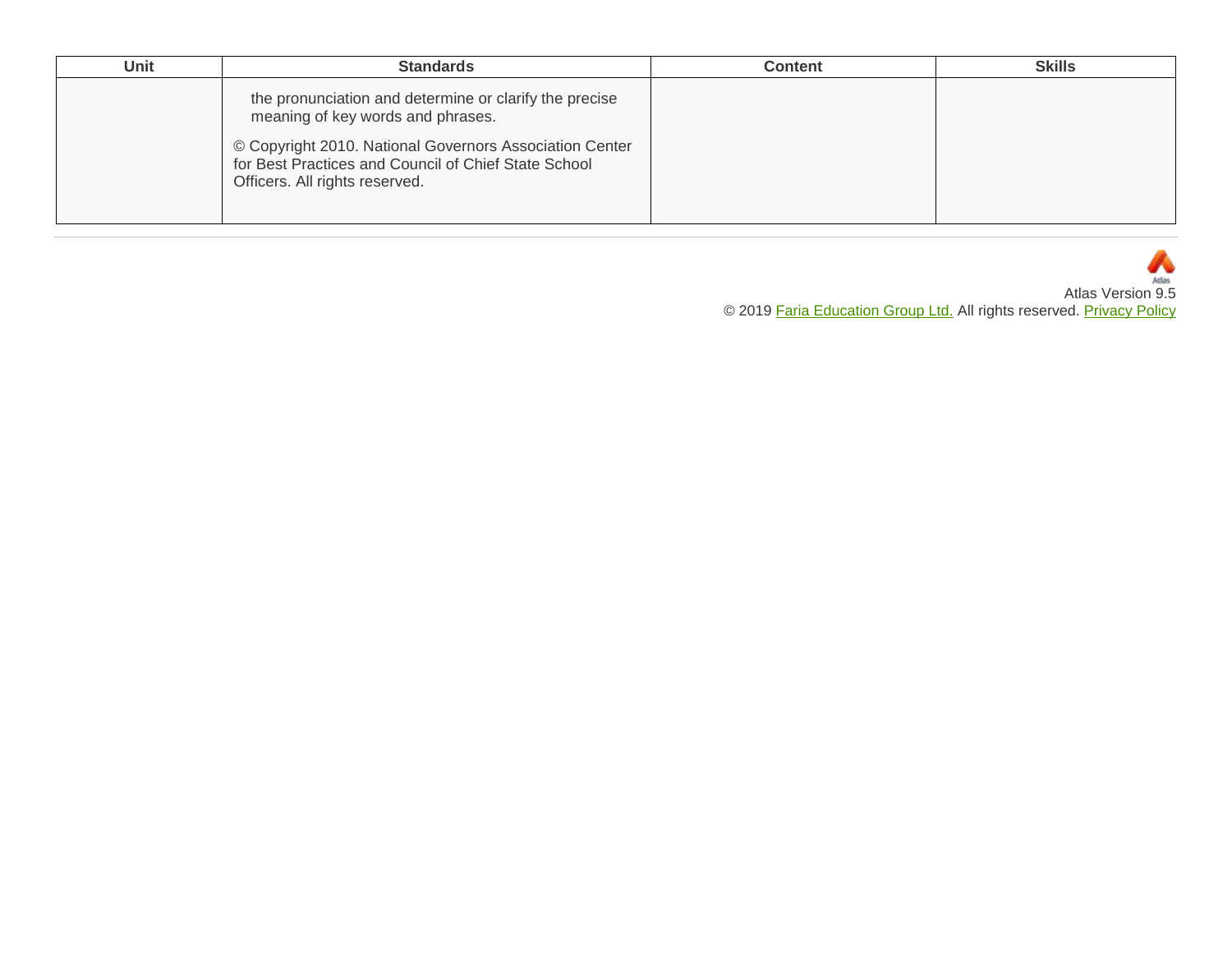| Unit | Standards | Content | Skills |
| --- | --- | --- | --- |
| | the pronunciation and determine or clarify the precise meaning of key words and phrases.<br><br>© Copyright 2010. National Governors Association Center for Best Practices and Council of Chief State School Officers. All rights reserved. | | |

Atlas Version 9.5
© 2019 Faria Education Group Ltd. All rights reserved. Privacy Policy